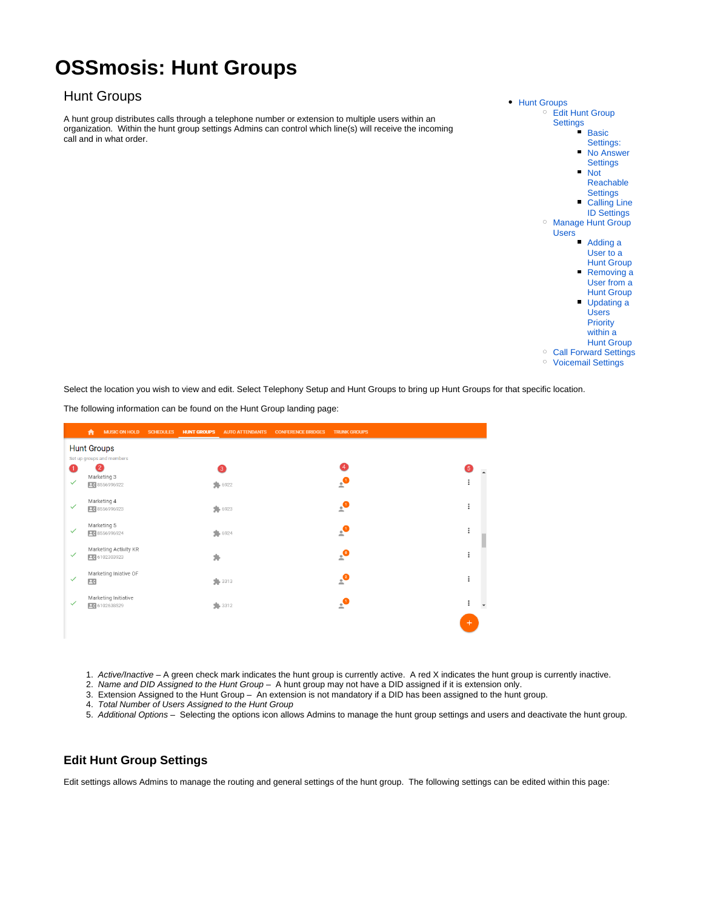# OSSmosis: Hunt Groups

## Hunt Groups

A hunt group distributes calls through a telephone number or extension to multiple users within an organization. Within the hunt group settings Admins can control which line(s) will receive the incoming call and in what order.

- Hunt Groups
  - Edit Hunt Group Settings
    - Basic Settings:
    - No Answer Settings
    - Not Reachable Settings
    - Calling Line ID Settings
  - Manage Hunt Group Users
    - Adding a User to a Hunt Group
    - Removing a User from a Hunt Group
    - Updating a Users Priority within a Hunt Group
  - Call Forward Settings
  - Voicemail Settings

Select the location you wish to view and edit. Select Telephony Setup and Hunt Groups to bring up Hunt Groups for that specific location.

The following information can be found on the Hunt Group landing page:

1. *Active/Inactive* – A green check mark indicates the hunt group is currently active. A red X indicates the hunt group is currently inactive.
2. *Name and DID Assigned to the Hunt Group* – A hunt group may not have a DID assigned if it is extension only.
3. Extension Assigned to the Hunt Group – An extension is not mandatory if a DID has been assigned to the hunt group.
4. *Total Number of Users Assigned to the Hunt Group*
5. *Additional Options* – Selecting the options icon allows Admins to manage the hunt group settings and users and deactivate the hunt group.

### Edit Hunt Group Settings

Edit settings allows Admins to manage the routing and general settings of the hunt group. The following settings can be edited within this page: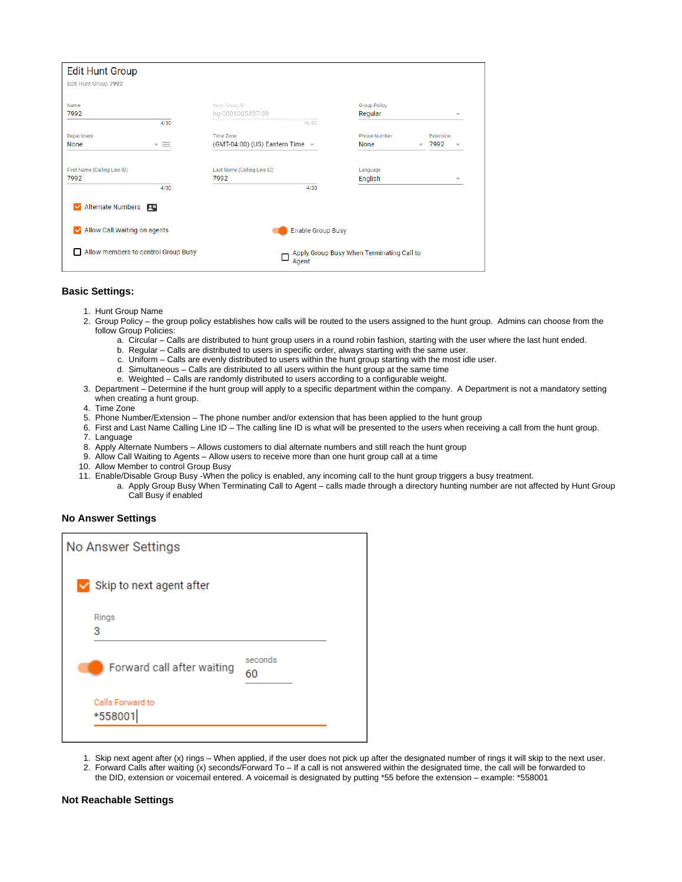**Basic Settings:**

1. Hunt Group Name
2. Group Policy – the group policy establishes how calls will be routed to the users assigned to the hunt group. Admins can choose from the follow Group Policies:
    a. Circular – Calls are distributed to hunt group users in a round robin fashion, starting with the user where the last hunt ended.
    b. Regular – Calls are distributed to users in specific order, always starting with the same user.
    c. Uniform – Calls are evenly distributed to users within the hunt group starting with the most idle user.
    d. Simultaneous – Calls are distributed to all users within the hunt group at the same time
    e. Weighted – Calls are randomly distributed to users according to a configurable weight.
3. Department – Determine if the hunt group will apply to a specific department within the company. A Department is not a mandatory setting when creating a hunt group.
4. Time Zone
5. Phone Number/Extension – The phone number and/or extension that has been applied to the hunt group
6. First and Last Name Calling Line ID – The calling line ID is what will be presented to the users when receiving a call from the hunt group.
7. Language
8. Apply Alternate Numbers – Allows customers to dial alternate numbers and still reach the hunt group
9. Allow Call Waiting to Agents – Allow users to receive more than one hunt group call at a time
10. Allow Member to control Group Busy
11. Enable/Disable Group Busy -When the policy is enabled, any incoming call to the hunt group triggers a busy treatment.
    a. Apply Group Busy When Terminating Call to Agent – calls made through a directory hunting number are not affected by Hunt Group Call Busy if enabled

**No Answer Settings**

1. Skip next agent after (x) rings – When applied, if the user does not pick up after the designated number of rings it will skip to the next user.
2. Forward Calls after waiting (x) seconds/Forward To – If a call is not answered within the designated time, the call will be forwarded to the DID, extension or voicemail entered. A voicemail is designated by putting *55 before the extension – example: *558001

**Not Reachable Settings**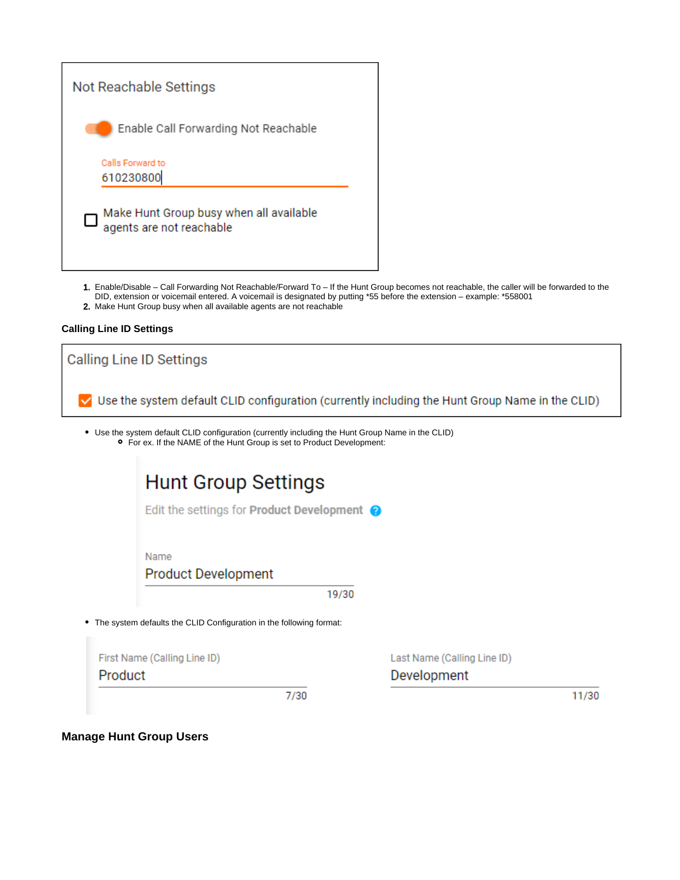Not Reachable Settings

Enable Call Forwarding Not Reachable

Calls Forward to
610230800

Make Hunt Group busy when all available agents are not reachable

1. Enable/Disable – Call Forwarding Not Reachable/Forward To – If the Hunt Group becomes not reachable, the caller will be forwarded to the DID, extension or voicemail entered. A voicemail is designated by putting *55 before the extension – example: *558001
2. Make Hunt Group busy when all available agents are not reachable

### Calling Line ID Settings

Calling Line ID Settings

Use the system default CLID configuration (currently including the Hunt Group Name in the CLID)

- Use the system default CLID configuration (currently including the Hunt Group Name in the CLID)
  - For ex. If the NAME of the Hunt Group is set to Product Development:

Hunt Group Settings

Edit the settings for **Product Development**

Name
Product Development
19/30

- The system defaults the CLID Configuration in the following format:

First Name (Calling Line ID)
Product
7/30

Last Name (Calling Line ID)
Development
11/30

### Manage Hunt Group Users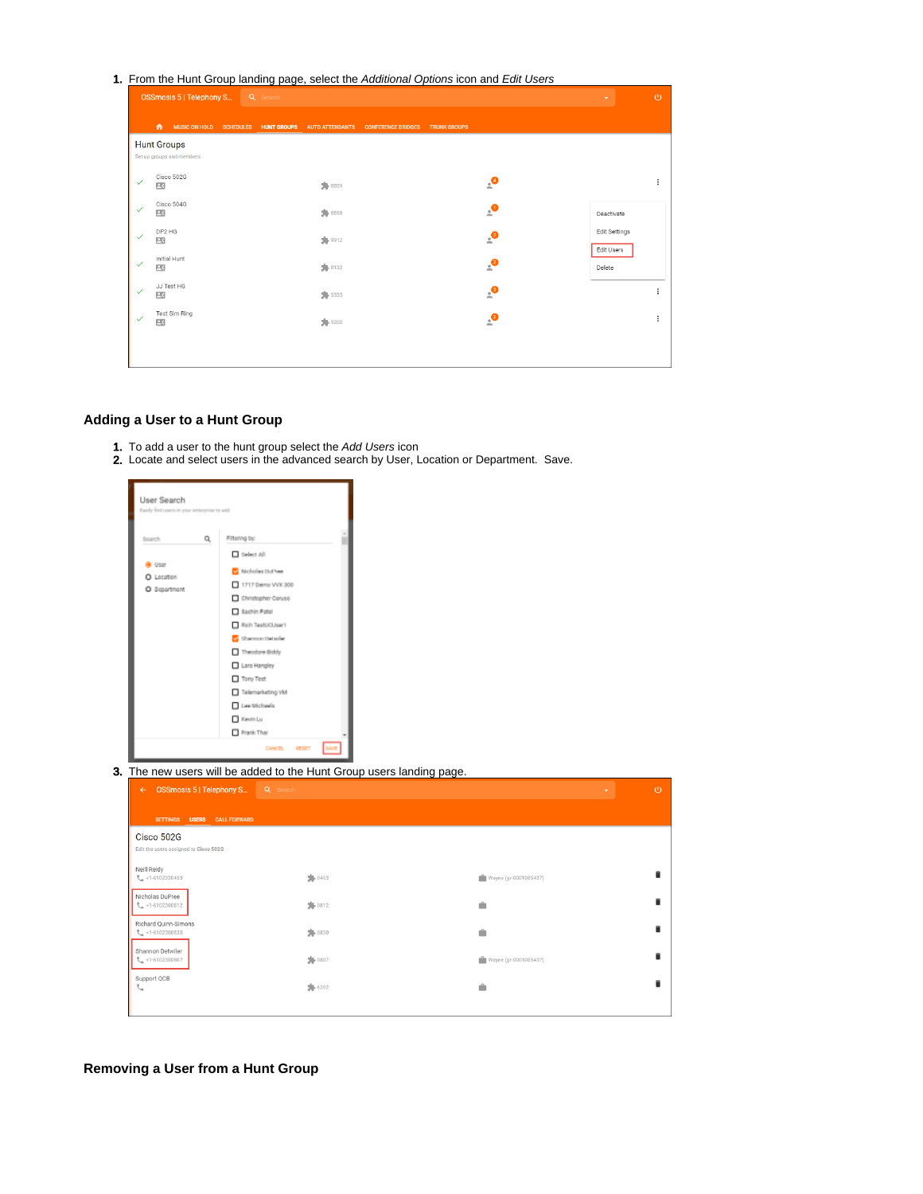1. From the Hunt Group landing page, select the *Additional Options* icon and *Edit Users*

## Adding a User to a Hunt Group

1. To add a user to the hunt group select the *Add Users* icon
2. Locate and select users in the advanced search by User, Location or Department. Save.
3. The new users will be added to the Hunt Group users landing page.

## Removing a User from a Hunt Group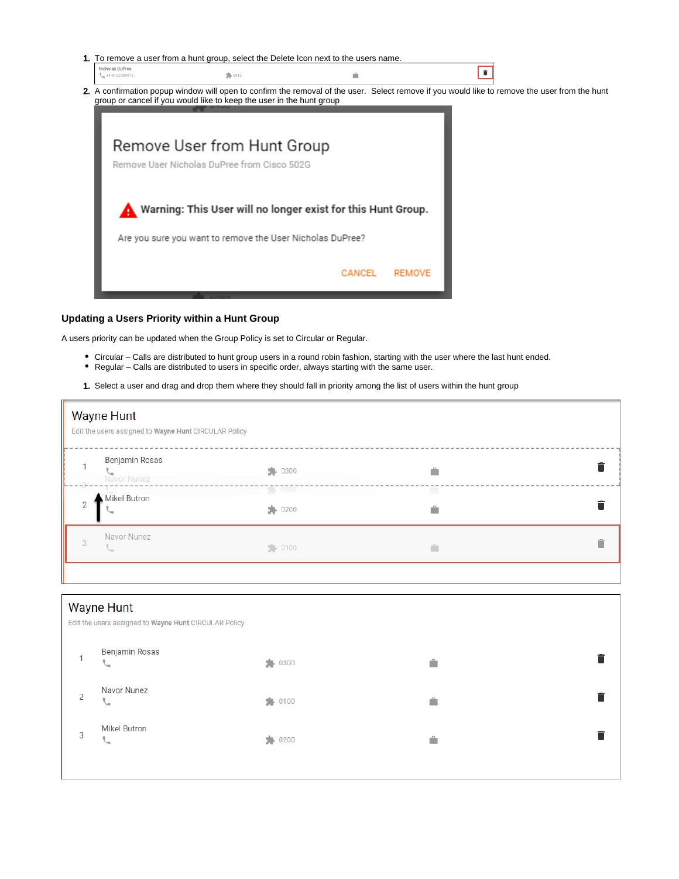1. To remove a user from a hunt group, select the Delete Icon next to the users name.

2. A confirmation popup window will open to confirm the removal of the user. Select remove if you would like to remove the user from the hunt group or cancel if you would like to keep the user in the hunt group

### Updating a Users Priority within a Hunt Group

A users priority can be updated when the Group Policy is set to Circular or Regular.

- Circular – Calls are distributed to hunt group users in a round robin fashion, starting with the user where the last hunt ended.
- Regular – Calls are distributed to users in specific order, always starting with the same user.

1. Select a user and drag and drop them where they should fall in priority among the list of users within the hunt group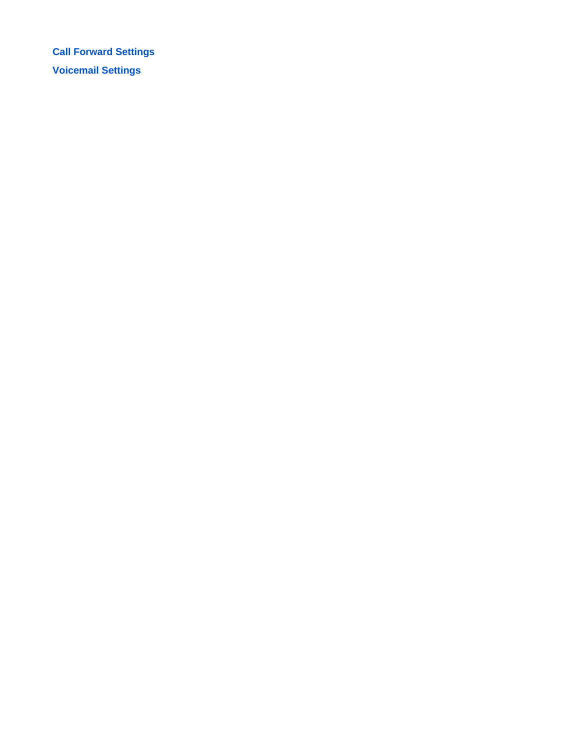**Call Forward Settings**

**Voicemail Settings**